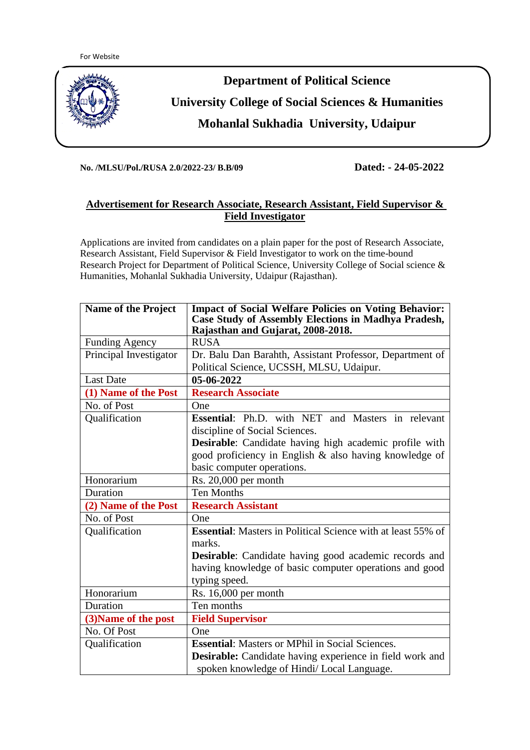For Website

# Department of Political Science

## University College of Social Sciences & Humanities

## Mohanlal Sukhadia University, Udaipur

**No. /MLSU/Pol./RUSA 2.0/2022-23/ B.B/09** **Dated: - 24-05-2022**

### Advertisement for Research Associate, Research Assistant, Field Supervisor & Field Investigator

Applications are invited from candidates on a plain paper for the post of Research Associate, Research Assistant, Field Supervisor & Field Investigator to work on the time-bound Research Project for Department of Political Science, University College of Social science & Humanities, Mohanlal Sukhadia University, Udaipur (Rajasthan).

| **Name of the Project** | **Impact of Social Welfare Policies on Voting Behavior: Case Study of Assembly Elections in Madhya Pradesh, Rajasthan and Gujarat, 2008-2018.** |
|---|---|
| Funding Agency | RUSA |
| Principal Investigator | Dr. Balu Dan Barahth, Assistant Professor, Department of Political Science, UCSSH, MLSU, Udaipur. |
| Last Date | **05-06-2022** |
| **(1) Name of the Post** | **Research Associate** |
| No. of Post | One |
| Qualification | **Essential**: Ph.D. with NET and Masters in relevant discipline of Social Sciences.<br>**Desirable**: Candidate having high academic profile with good proficiency in English & also having knowledge of basic computer operations. |
| Honorarium | Rs. 20,000 per month |
| Duration | Ten Months |
| **(2) Name of the Post** | **Research Assistant** |
| No. of Post | One |
| Qualification | **Essential**: Masters in Political Science with at least 55% of marks.<br>**Desirable**: Candidate having good academic records and having knowledge of basic computer operations and good typing speed. |
| Honorarium | Rs. 16,000 per month |
| Duration | Ten months |
| **(3)Name of the post** | **Field Supervisor** |
| No. Of Post | One |
| Qualification | **Essential**: Masters or MPhil in Social Sciences.<br>**Desirable:** Candidate having experience in field work and spoken knowledge of Hindi/ Local Language. |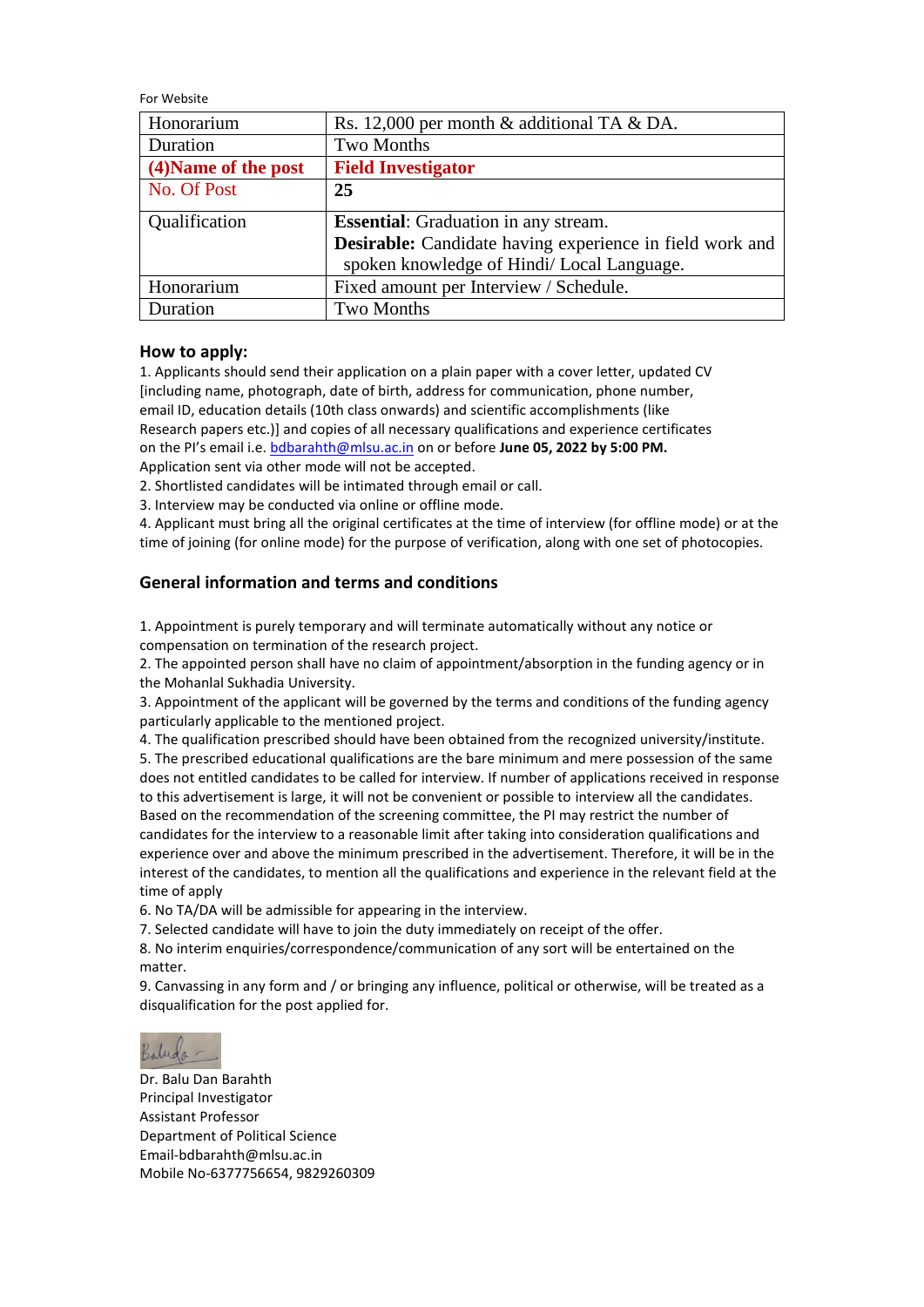For Website

| | |
|---|---|
| Honorarium | Rs. 12,000 per month & additional TA & DA. |
| Duration | Two Months |
| **(4)Name of the post** | **Field Investigator** |
| No. Of Post | **25** |
| Qualification | **Essential**: Graduation in any stream.<br>**Desirable:** Candidate having experience in field work and spoken knowledge of Hindi/ Local Language. |
| Honorarium | Fixed amount per Interview / Schedule. |
| Duration | Two Months |

## How to apply:

1. Applicants should send their application on a plain paper with a cover letter, updated CV [including name, photograph, date of birth, address for communication, phone number, email ID, education details (10th class onwards) and scientific accomplishments (like Research papers etc.)] and copies of all necessary qualifications and experience certificates on the PI's email i.e. bdbarahth@mlsu.ac.in on or before **June 05, 2022 by 5:00 PM.** Application sent via other mode will not be accepted.
2. Shortlisted candidates will be intimated through email or call.
3. Interview may be conducted via online or offline mode.
4. Applicant must bring all the original certificates at the time of interview (for offline mode) or at the time of joining (for online mode) for the purpose of verification, along with one set of photocopies.

## General information and terms and conditions

1. Appointment is purely temporary and will terminate automatically without any notice or compensation on termination of the research project.
2. The appointed person shall have no claim of appointment/absorption in the funding agency or in the Mohanlal Sukhadia University.
3. Appointment of the applicant will be governed by the terms and conditions of the funding agency particularly applicable to the mentioned project.
4. The qualification prescribed should have been obtained from the recognized university/institute.
5. The prescribed educational qualifications are the bare minimum and mere possession of the same does not entitled candidates to be called for interview. If number of applications received in response to this advertisement is large, it will not be convenient or possible to interview all the candidates. Based on the recommendation of the screening committee, the PI may restrict the number of candidates for the interview to a reasonable limit after taking into consideration qualifications and experience over and above the minimum prescribed in the advertisement. Therefore, it will be in the interest of the candidates, to mention all the qualifications and experience in the relevant field at the time of apply
6. No TA/DA will be admissible for appearing in the interview.
7. Selected candidate will have to join the duty immediately on receipt of the offer.
8. No interim enquiries/correspondence/communication of any sort will be entertained on the matter.
9. Canvassing in any form and / or bringing any influence, political or otherwise, will be treated as a disqualification for the post applied for.

Dr. Balu Dan Barahth
Principal Investigator
Assistant Professor
Department of Political Science
Email-bdbarahth@mlsu.ac.in
Mobile No-6377756654, 9829260309